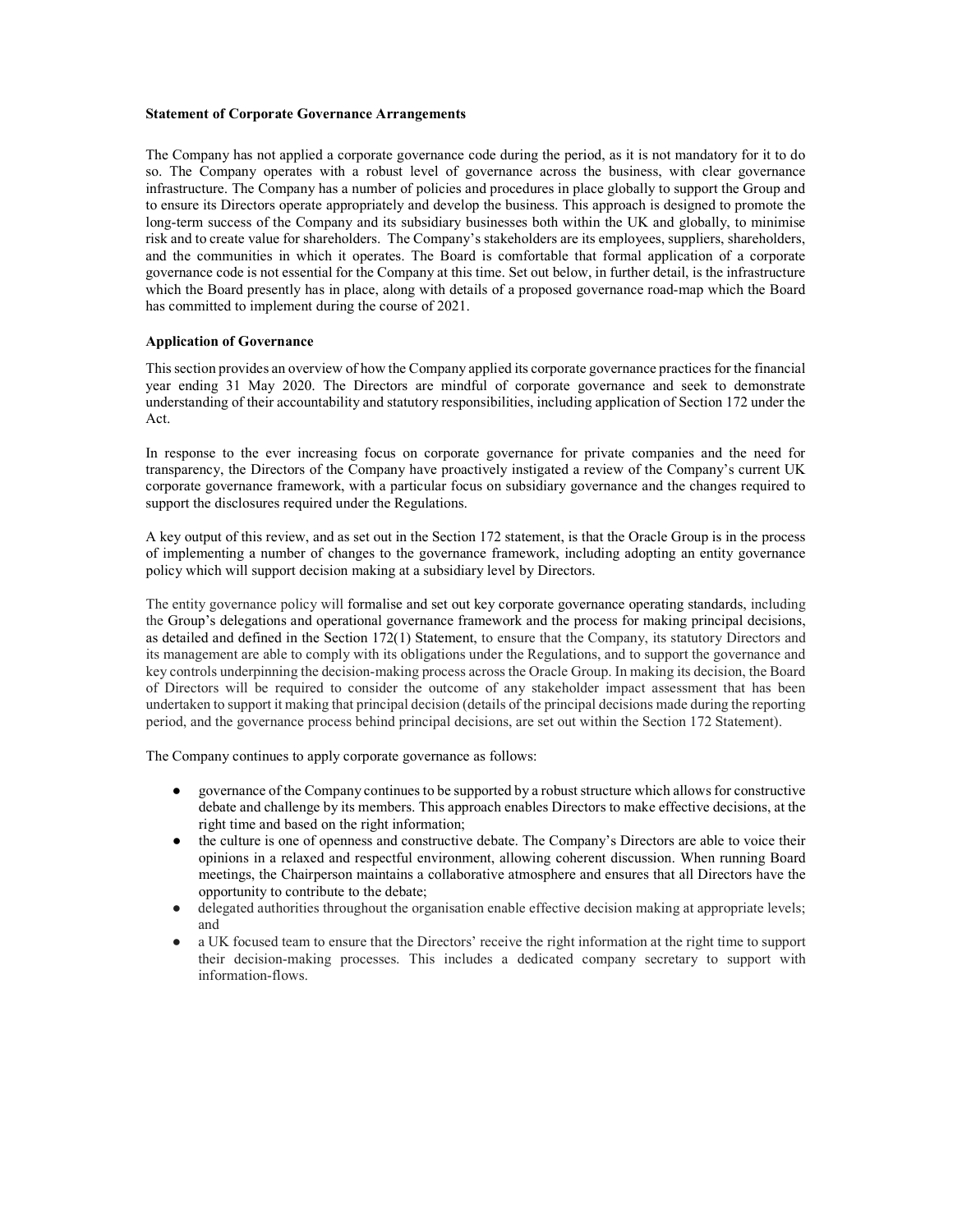**Statement of Corporate Governance Arrangements**

The Company has not applied a corporate governance code during the period, as it is not mandatory for it to do so. The Company operates with a robust level of governance across the business, with clear governance infrastructure. The Company has a number of policies and procedures in place globally to support the Group and to ensure its Directors operate appropriately and develop the business. This approach is designed to promote the long-term success of the Company and its subsidiary businesses both within the UK and globally, to minimise risk and to create value for shareholders. The Company's stakeholders are its employees, suppliers, shareholders, and the communities in which it operates. The Board is comfortable that formal application of a corporate governance code is not essential for the Company at this time. Set out below, in further detail, is the infrastructure which the Board presently has in place, along with details of a proposed governance road-map which the Board has committed to implement during the course of 2021.

**Application of Governance**

This section provides an overview of how the Company applied its corporate governance practices for the financial year ending 31 May 2020. The Directors are mindful of corporate governance and seek to demonstrate understanding of their accountability and statutory responsibilities, including application of Section 172 under the Act.

In response to the ever increasing focus on corporate governance for private companies and the need for transparency, the Directors of the Company have proactively instigated a review of the Company's current UK corporate governance framework, with a particular focus on subsidiary governance and the changes required to support the disclosures required under the Regulations.

A key output of this review, and as set out in the Section 172 statement, is that the Oracle Group is in the process of implementing a number of changes to the governance framework, including adopting an entity governance policy which will support decision making at a subsidiary level by Directors.

The entity governance policy will formalise and set out key corporate governance operating standards, including the Group's delegations and operational governance framework and the process for making principal decisions, as detailed and defined in the Section 172(1) Statement, to ensure that the Company, its statutory Directors and its management are able to comply with its obligations under the Regulations, and to support the governance and key controls underpinning the decision-making process across the Oracle Group. In making its decision, the Board of Directors will be required to consider the outcome of any stakeholder impact assessment that has been undertaken to support it making that principal decision (details of the principal decisions made during the reporting period, and the governance process behind principal decisions, are set out within the Section 172 Statement).

The Company continues to apply corporate governance as follows:

- governance of the Company continues to be supported by a robust structure which allows for constructive debate and challenge by its members. This approach enables Directors to make effective decisions, at the right time and based on the right information;
- the culture is one of openness and constructive debate. The Company's Directors are able to voice their opinions in a relaxed and respectful environment, allowing coherent discussion. When running Board meetings, the Chairperson maintains a collaborative atmosphere and ensures that all Directors have the opportunity to contribute to the debate;
- delegated authorities throughout the organisation enable effective decision making at appropriate levels; and
- a UK focused team to ensure that the Directors' receive the right information at the right time to support their decision-making processes. This includes a dedicated company secretary to support with information-flows.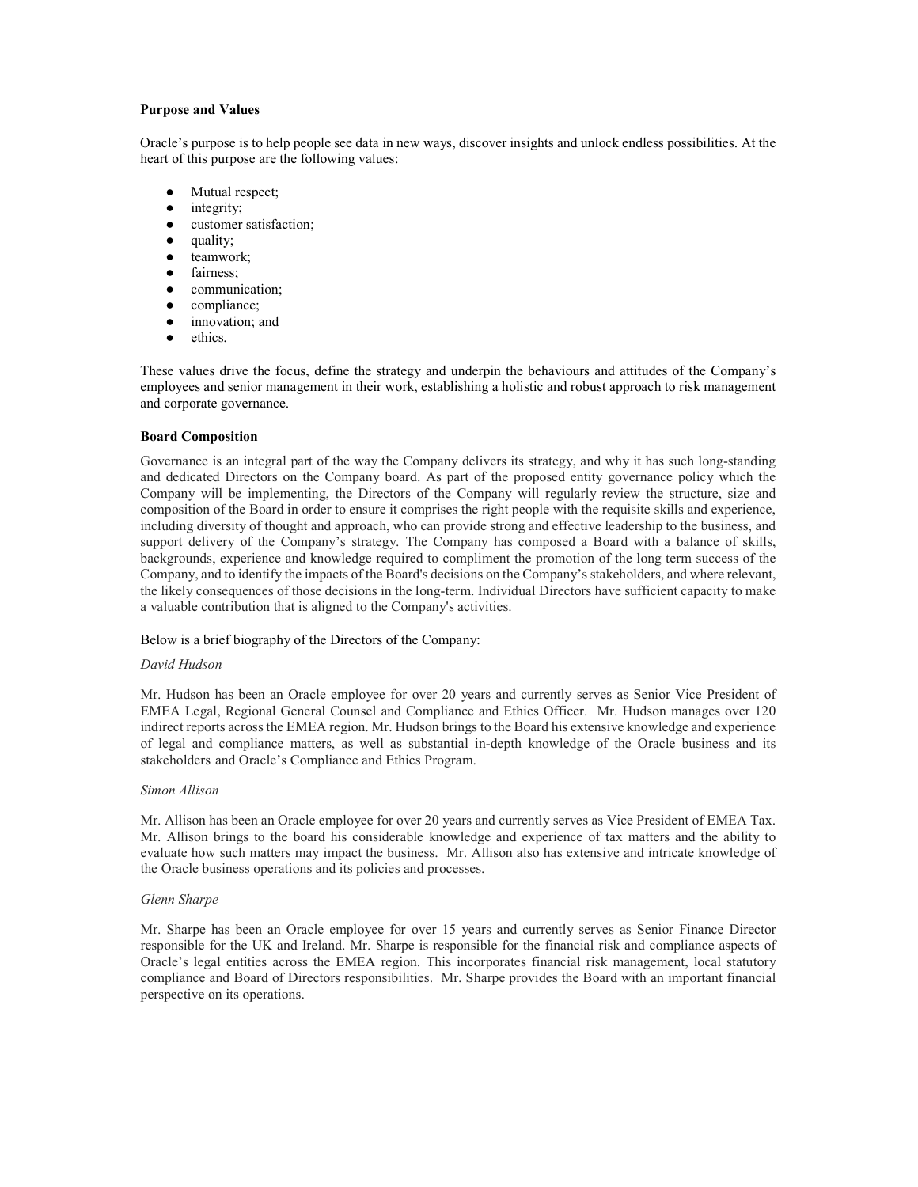**Purpose and Values**

Oracle's purpose is to help people see data in new ways, discover insights and unlock endless possibilities. At the heart of this purpose are the following values:

- Mutual respect;
- integrity;
- customer satisfaction;
- quality;
- teamwork;
- fairness;
- communication;
- compliance;
- innovation; and
- ethics.

These values drive the focus, define the strategy and underpin the behaviours and attitudes of the Company's employees and senior management in their work, establishing a holistic and robust approach to risk management and corporate governance.

**Board Composition**

Governance is an integral part of the way the Company delivers its strategy, and why it has such long-standing and dedicated Directors on the Company board. As part of the proposed entity governance policy which the Company will be implementing, the Directors of the Company will regularly review the structure, size and composition of the Board in order to ensure it comprises the right people with the requisite skills and experience, including diversity of thought and approach, who can provide strong and effective leadership to the business, and support delivery of the Company's strategy. The Company has composed a Board with a balance of skills, backgrounds, experience and knowledge required to compliment the promotion of the long term success of the Company, and to identify the impacts of the Board's decisions on the Company's stakeholders, and where relevant, the likely consequences of those decisions in the long-term. Individual Directors have sufficient capacity to make a valuable contribution that is aligned to the Company's activities.

Below is a brief biography of the Directors of the Company:

*David Hudson*

Mr. Hudson has been an Oracle employee for over 20 years and currently serves as Senior Vice President of EMEA Legal, Regional General Counsel and Compliance and Ethics Officer. Mr. Hudson manages over 120 indirect reports across the EMEA region. Mr. Hudson brings to the Board his extensive knowledge and experience of legal and compliance matters, as well as substantial in-depth knowledge of the Oracle business and its stakeholders and Oracle's Compliance and Ethics Program.

*Simon Allison*

Mr. Allison has been an Oracle employee for over 20 years and currently serves as Vice President of EMEA Tax. Mr. Allison brings to the board his considerable knowledge and experience of tax matters and the ability to evaluate how such matters may impact the business. Mr. Allison also has extensive and intricate knowledge of the Oracle business operations and its policies and processes.

*Glenn Sharpe*

Mr. Sharpe has been an Oracle employee for over 15 years and currently serves as Senior Finance Director responsible for the UK and Ireland. Mr. Sharpe is responsible for the financial risk and compliance aspects of Oracle's legal entities across the EMEA region. This incorporates financial risk management, local statutory compliance and Board of Directors responsibilities. Mr. Sharpe provides the Board with an important financial perspective on its operations.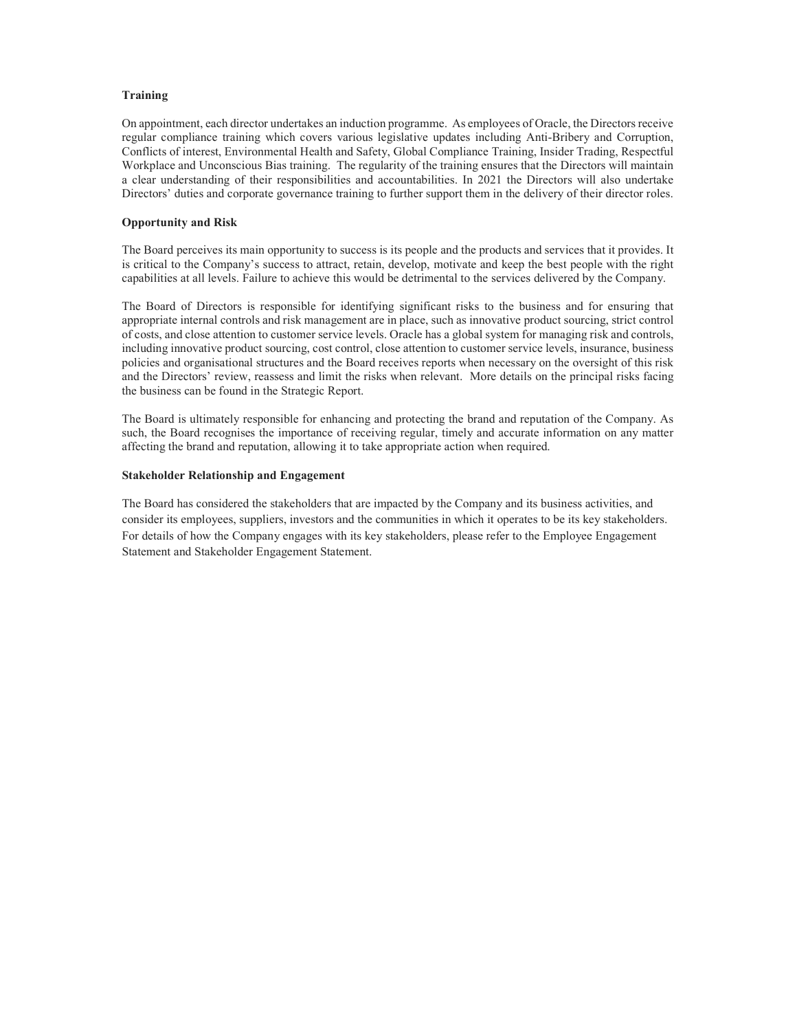**Training**

On appointment, each director undertakes an induction programme. As employees of Oracle, the Directors receive regular compliance training which covers various legislative updates including Anti-Bribery and Corruption, Conflicts of interest, Environmental Health and Safety, Global Compliance Training, Insider Trading, Respectful Workplace and Unconscious Bias training. The regularity of the training ensures that the Directors will maintain a clear understanding of their responsibilities and accountabilities. In 2021 the Directors will also undertake Directors' duties and corporate governance training to further support them in the delivery of their director roles.

**Opportunity and Risk**

The Board perceives its main opportunity to success is its people and the products and services that it provides. It is critical to the Company's success to attract, retain, develop, motivate and keep the best people with the right capabilities at all levels. Failure to achieve this would be detrimental to the services delivered by the Company.

The Board of Directors is responsible for identifying significant risks to the business and for ensuring that appropriate internal controls and risk management are in place, such as innovative product sourcing, strict control of costs, and close attention to customer service levels. Oracle has a global system for managing risk and controls, including innovative product sourcing, cost control, close attention to customer service levels, insurance, business policies and organisational structures and the Board receives reports when necessary on the oversight of this risk and the Directors' review, reassess and limit the risks when relevant. More details on the principal risks facing the business can be found in the Strategic Report.

The Board is ultimately responsible for enhancing and protecting the brand and reputation of the Company. As such, the Board recognises the importance of receiving regular, timely and accurate information on any matter affecting the brand and reputation, allowing it to take appropriate action when required.

**Stakeholder Relationship and Engagement**

The Board has considered the stakeholders that are impacted by the Company and its business activities, and consider its employees, suppliers, investors and the communities in which it operates to be its key stakeholders. For details of how the Company engages with its key stakeholders, please refer to the Employee Engagement Statement and Stakeholder Engagement Statement.